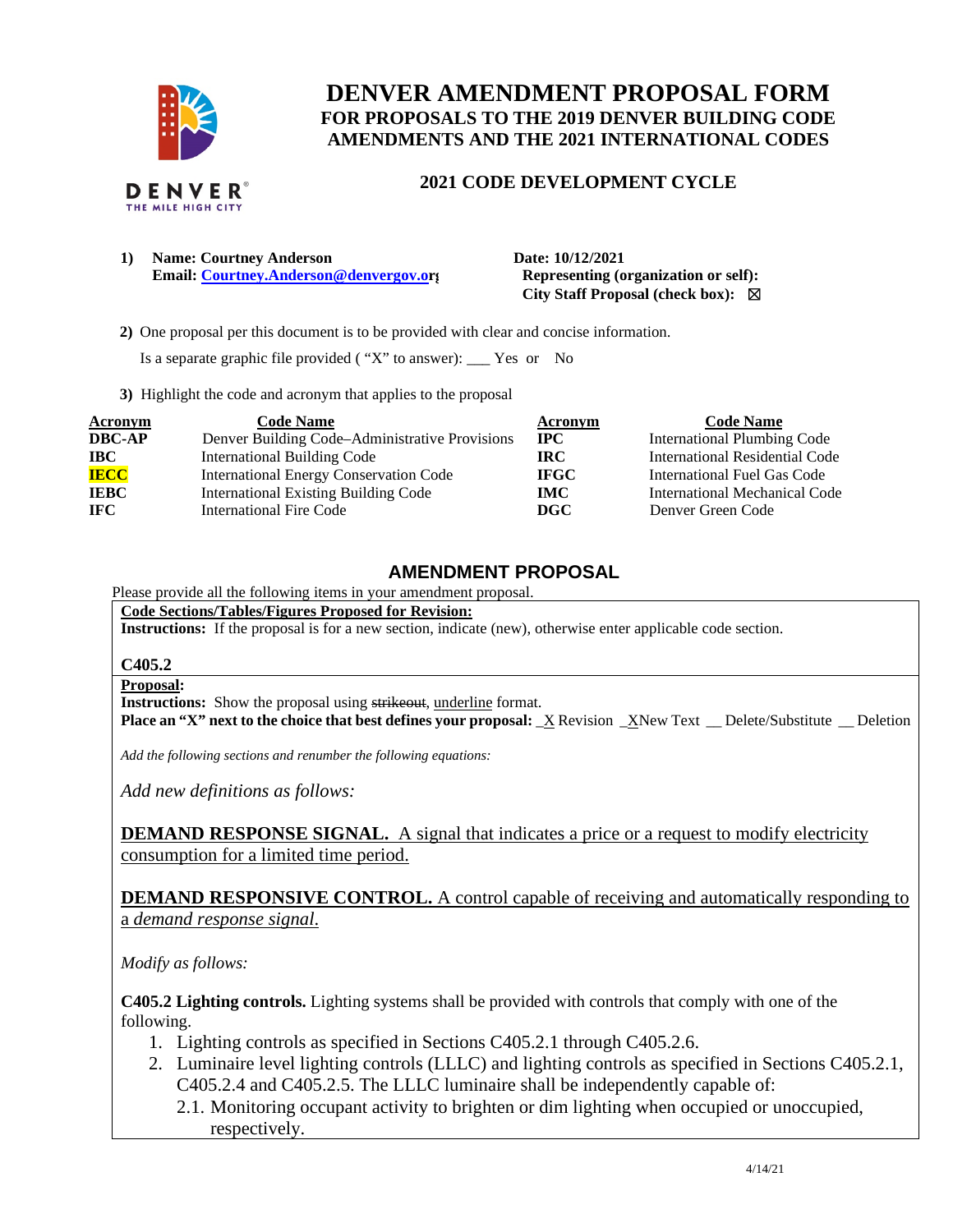# DENVER AMENDMENT PROPOSAL FORM
## FOR PROPOSALS TO THE 2019 DENVER BUILDING CODE AMENDMENTS AND THE 2021 INTERNATIONAL CODES

### 2021 CODE DEVELOPMENT CYCLE

**1) Name: Courtney Anderson**
**Email: Courtney.Anderson@denvergov.org**

**Date: 10/12/2021**
**Representing (organization or self):**
**City Staff Proposal (check box):** ☒

**2)** One proposal per this document is to be provided with clear and concise information.

Is a separate graphic file provided ( "X" to answer): ___ Yes or No

**3)** Highlight the code and acronym that applies to the proposal

| Acronym | Code Name | Acronym | Code Name |
|---|---|---|---|
| **DBC-AP** | Denver Building Code–Administrative Provisions | **IPC** | International Plumbing Code |
| **IBC** | International Building Code | **IRC** | International Residential Code |
| **IECC** | International Energy Conservation Code | **IFGC** | International Fuel Gas Code |
| **IEBC** | International Existing Building Code | **IMC** | International Mechanical Code |
| **IFC** | International Fire Code | **DGC** | Denver Green Code |

## AMENDMENT PROPOSAL

Please provide all the following items in your amendment proposal.

**Code Sections/Tables/Figures Proposed for Revision:**
**Instructions:** If the proposal is for a new section, indicate (new), otherwise enter applicable code section.

**C405.2**

**Proposal:**
**Instructions:** Show the proposal using ~~strikeout~~, underline format.
**Place an "X" next to the choice that best defines your proposal:** _X Revision _XNew Text __ Delete/Substitute __ Deletion

*Add the following sections and renumber the following equations:*

*Add new definitions as follows:*

**DEMAND RESPONSE SIGNAL.** A signal that indicates a price or a request to modify electricity consumption for a limited time period.

**DEMAND RESPONSIVE CONTROL.** A control capable of receiving and automatically responding to a *demand response signal*.

*Modify as follows:*

**C405.2 Lighting controls.** Lighting systems shall be provided with controls that comply with one of the following.

1. Lighting controls as specified in Sections C405.2.1 through C405.2.6.
2. Luminaire level lighting controls (LLLC) and lighting controls as specified in Sections C405.2.1, C405.2.4 and C405.2.5. The LLLC luminaire shall be independently capable of:
   2.1. Monitoring occupant activity to brighten or dim lighting when occupied or unoccupied, respectively.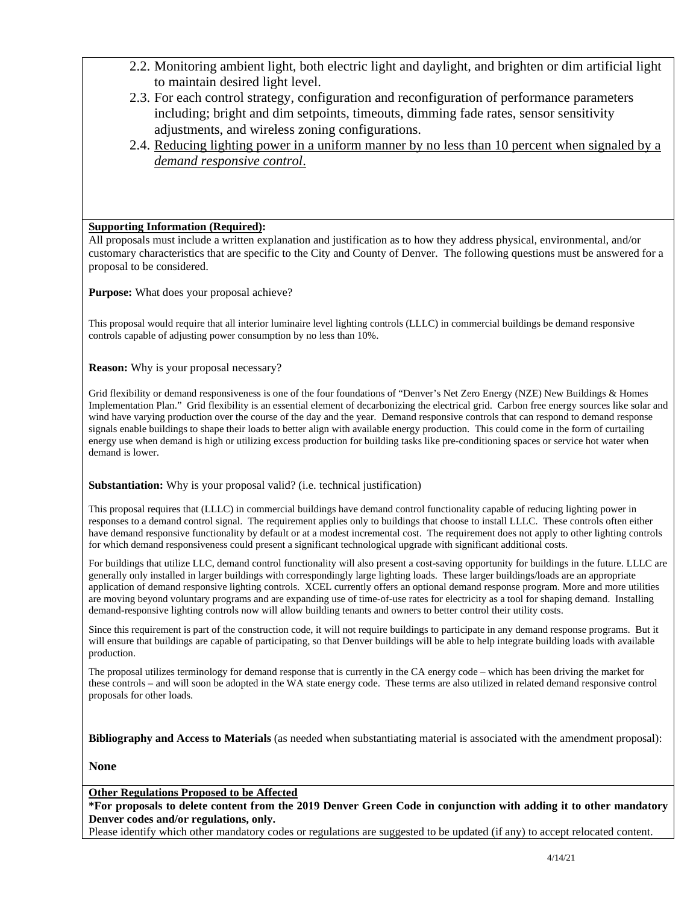2.2. Monitoring ambient light, both electric light and daylight, and brighten or dim artificial light to maintain desired light level.

2.3. For each control strategy, configuration and reconfiguration of performance parameters including; bright and dim setpoints, timeouts, dimming fade rates, sensor sensitivity adjustments, and wireless zoning configurations.

2.4. <u>Reducing lighting power in a uniform manner by no less than 10 percent when signaled by a *demand responsive control*.</u>

**<u>Supporting Information (Required)</u>:**
All proposals must include a written explanation and justification as to how they address physical, environmental, and/or customary characteristics that are specific to the City and County of Denver. The following questions must be answered for a proposal to be considered.

**Purpose:** What does your proposal achieve?

This proposal would require that all interior luminaire level lighting controls (LLLC) in commercial buildings be demand responsive controls capable of adjusting power consumption by no less than 10%.

**Reason:** Why is your proposal necessary?

Grid flexibility or demand responsiveness is one of the four foundations of "Denver's Net Zero Energy (NZE) New Buildings & Homes Implementation Plan." Grid flexibility is an essential element of decarbonizing the electrical grid. Carbon free energy sources like solar and wind have varying production over the course of the day and the year. Demand responsive controls that can respond to demand response signals enable buildings to shape their loads to better align with available energy production. This could come in the form of curtailing energy use when demand is high or utilizing excess production for building tasks like pre-conditioning spaces or service hot water when demand is lower.

**Substantiation:** Why is your proposal valid? (i.e. technical justification)

This proposal requires that (LLLC) in commercial buildings have demand control functionality capable of reducing lighting power in responses to a demand control signal. The requirement applies only to buildings that choose to install LLLC. These controls often either have demand responsive functionality by default or at a modest incremental cost. The requirement does not apply to other lighting controls for which demand responsiveness could present a significant technological upgrade with significant additional costs.

For buildings that utilize LLC, demand control functionality will also present a cost-saving opportunity for buildings in the future. LLLC are generally only installed in larger buildings with correspondingly large lighting loads. These larger buildings/loads are an appropriate application of demand responsive lighting controls. XCEL currently offers an optional demand response program. More and more utilities are moving beyond voluntary programs and are expanding use of time-of-use rates for electricity as a tool for shaping demand. Installing demand-responsive lighting controls now will allow building tenants and owners to better control their utility costs.

Since this requirement is part of the construction code, it will not require buildings to participate in any demand response programs. But it will ensure that buildings are capable of participating, so that Denver buildings will be able to help integrate building loads with available production.

The proposal utilizes terminology for demand response that is currently in the CA energy code – which has been driving the market for these controls – and will soon be adopted in the WA state energy code. These terms are also utilized in related demand responsive control proposals for other loads.

**Bibliography and Access to Materials** (as needed when substantiating material is associated with the amendment proposal):

**None**

**<u>Other Regulations Proposed to be Affected</u>**
**\*For proposals to delete content from the 2019 Denver Green Code in conjunction with adding it to other mandatory Denver codes and/or regulations, only.**
Please identify which other mandatory codes or regulations are suggested to be updated (if any) to accept relocated content.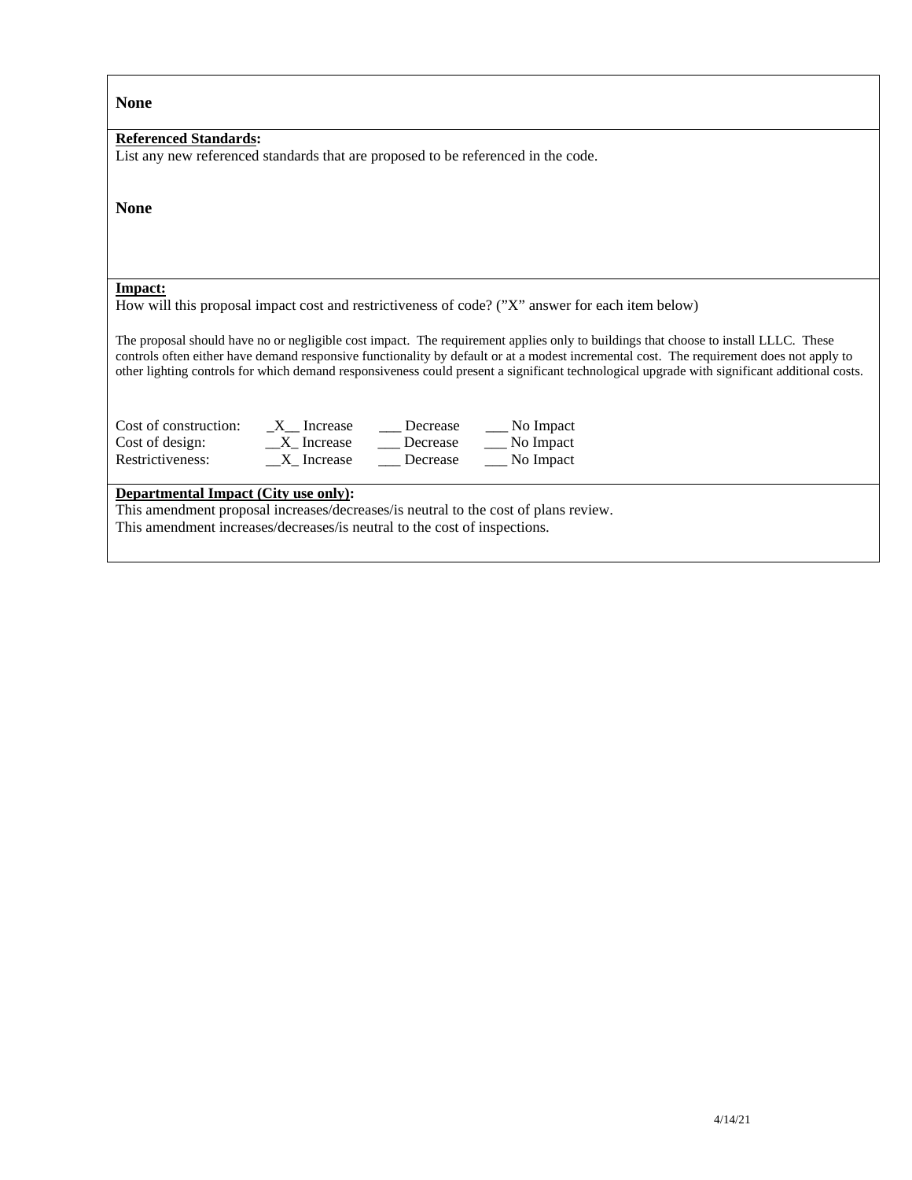**None**

**Referenced Standards:**

List any new referenced standards that are proposed to be referenced in the code.

**None**

**Impact:**

How will this proposal impact cost and restrictiveness of code? (”X” answer for each item below)

The proposal should have no or negligible cost impact. The requirement applies only to buildings that choose to install LLLC. These controls often either have demand responsive functionality by default or at a modest incremental cost. The requirement does not apply to other lighting controls for which demand responsiveness could present a significant technological upgrade with significant additional costs.

| | | | |
|---|---|---|---|
| Cost of construction: | _X__ Increase | ___ Decrease | ___ No Impact |
| Cost of design: | __X_ Increase | ___ Decrease | ___ No Impact |
| Restrictiveness: | __X_ Increase | ___ Decrease | ___ No Impact |

**Departmental Impact (City use only):**

This amendment proposal increases/decreases/is neutral to the cost of plans review.

This amendment increases/decreases/is neutral to the cost of inspections.